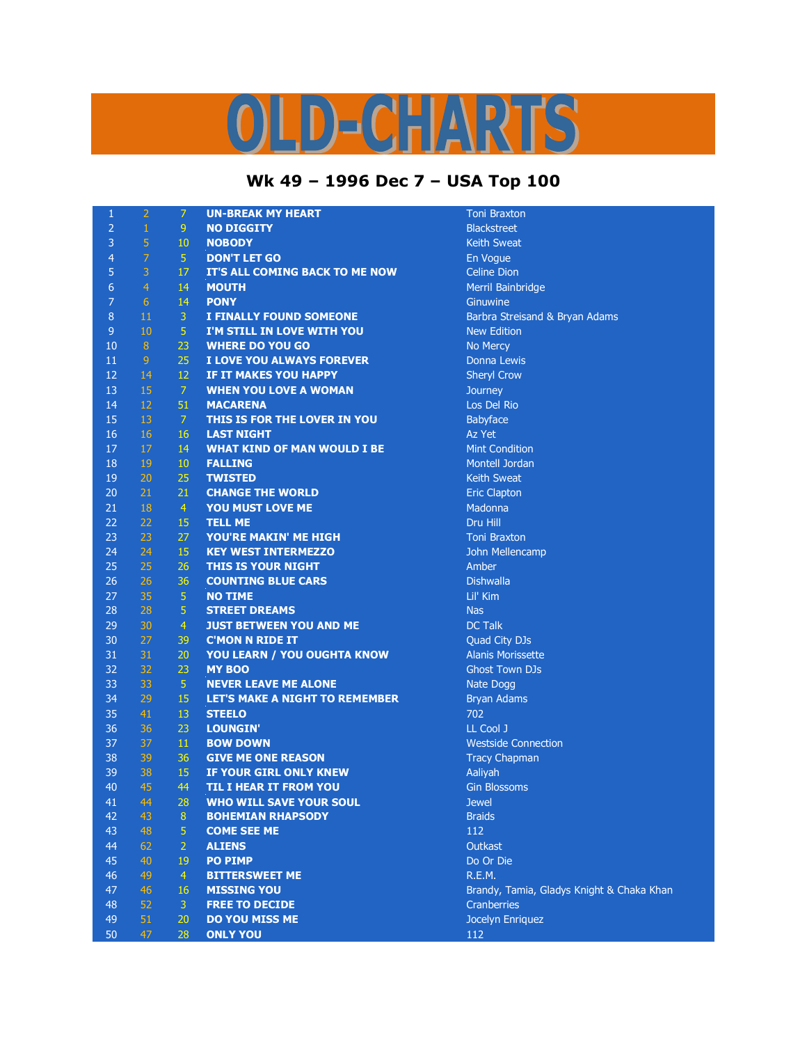# OLD-CHARTS

## Wk 49 – 1996 Dec 7 – USA Top 100

| | | | | |
|---|---|---|---|---|
| 1 | 2 | 7 | **UN-BREAK MY HEART** | Toni Braxton |
| 2 | 1 | 9 | **NO DIGGITY** | Blackstreet |
| 3 | 5 | 10 | **NOBODY** | Keith Sweat |
| 4 | 7 | 5 | **DON'T LET GO** | En Vogue |
| 5 | 3 | 17 | **IT'S ALL COMING BACK TO ME NOW** | Celine Dion |
| 6 | 4 | 14 | **MOUTH** | Merril Bainbridge |
| 7 | 6 | 14 | **PONY** | Ginuwine |
| 8 | 11 | 3 | **I FINALLY FOUND SOMEONE** | Barbra Streisand & Bryan Adams |
| 9 | 10 | 5 | **I'M STILL IN LOVE WITH YOU** | New Edition |
| 10 | 8 | 23 | **WHERE DO YOU GO** | No Mercy |
| 11 | 9 | 25 | **I LOVE YOU ALWAYS FOREVER** | Donna Lewis |
| 12 | 14 | 12 | **IF IT MAKES YOU HAPPY** | Sheryl Crow |
| 13 | 15 | 7 | **WHEN YOU LOVE A WOMAN** | Journey |
| 14 | 12 | 51 | **MACARENA** | Los Del Rio |
| 15 | 13 | 7 | **THIS IS FOR THE LOVER IN YOU** | Babyface |
| 16 | 16 | 16 | **LAST NIGHT** | Az Yet |
| 17 | 17 | 14 | **WHAT KIND OF MAN WOULD I BE** | Mint Condition |
| 18 | 19 | 10 | **FALLING** | Montell Jordan |
| 19 | 20 | 25 | **TWISTED** | Keith Sweat |
| 20 | 21 | 21 | **CHANGE THE WORLD** | Eric Clapton |
| 21 | 18 | 4 | **YOU MUST LOVE ME** | Madonna |
| 22 | 22 | 15 | **TELL ME** | Dru Hill |
| 23 | 23 | 27 | **YOU'RE MAKIN' ME HIGH** | Toni Braxton |
| 24 | 24 | 15 | **KEY WEST INTERMEZZO** | John Mellencamp |
| 25 | 25 | 26 | **THIS IS YOUR NIGHT** | Amber |
| 26 | 26 | 36 | **COUNTING BLUE CARS** | Dishwalla |
| 27 | 35 | 5 | **NO TIME** | Lil' Kim |
| 28 | 28 | 5 | **STREET DREAMS** | Nas |
| 29 | 30 | 4 | **JUST BETWEEN YOU AND ME** | DC Talk |
| 30 | 27 | 39 | **C'MON N RIDE IT** | Quad City DJs |
| 31 | 31 | 20 | **YOU LEARN / YOU OUGHTA KNOW** | Alanis Morissette |
| 32 | 32 | 23 | **MY BOO** | Ghost Town DJs |
| 33 | 33 | 5 | **NEVER LEAVE ME ALONE** | Nate Dogg |
| 34 | 29 | 15 | **LET'S MAKE A NIGHT TO REMEMBER** | Bryan Adams |
| 35 | 41 | 13 | **STEELO** | 702 |
| 36 | 36 | 23 | **LOUNGIN'** | LL Cool J |
| 37 | 37 | 11 | **BOW DOWN** | Westside Connection |
| 38 | 39 | 36 | **GIVE ME ONE REASON** | Tracy Chapman |
| 39 | 38 | 15 | **IF YOUR GIRL ONLY KNEW** | Aaliyah |
| 40 | 45 | 44 | **TIL I HEAR IT FROM YOU** | Gin Blossoms |
| 41 | 44 | 28 | **WHO WILL SAVE YOUR SOUL** | Jewel |
| 42 | 43 | 8 | **BOHEMIAN RHAPSODY** | Braids |
| 43 | 48 | 5 | **COME SEE ME** | 112 |
| 44 | 62 | 2 | **ALIENS** | Outkast |
| 45 | 40 | 19 | **PO PIMP** | Do Or Die |
| 46 | 49 | 4 | **BITTERSWEET ME** | R.E.M. |
| 47 | 46 | 16 | **MISSING YOU** | Brandy, Tamia, Gladys Knight & Chaka Khan |
| 48 | 52 | 3 | **FREE TO DECIDE** | Cranberries |
| 49 | 51 | 20 | **DO YOU MISS ME** | Jocelyn Enriquez |
| 50 | 47 | 28 | **ONLY YOU** | 112 |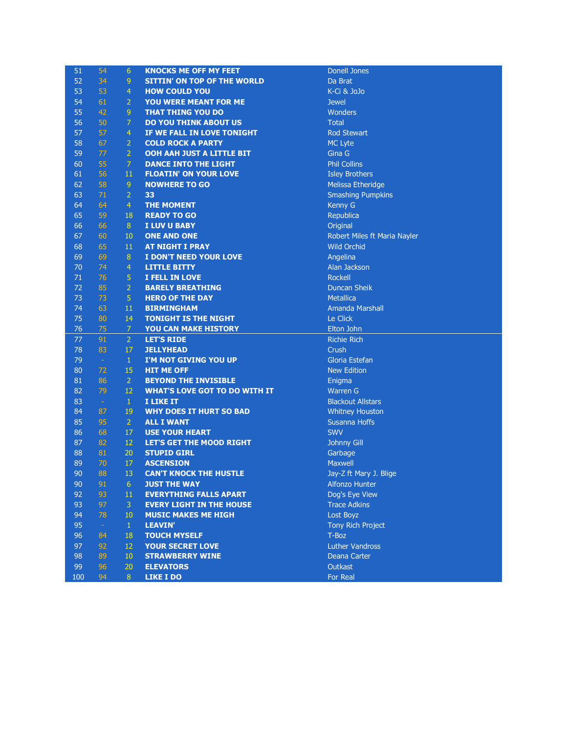| | | | | |
|---|---|---|---|---|
| 51 | 54 | 6 | KNOCKS ME OFF MY FEET | Donell Jones |
| 52 | 34 | 9 | SITTIN' ON TOP OF THE WORLD | Da Brat |
| 53 | 53 | 4 | HOW COULD YOU | K-Ci & JoJo |
| 54 | 61 | 2 | YOU WERE MEANT FOR ME | Jewel |
| 55 | 42 | 9 | THAT THING YOU DO | Wonders |
| 56 | 50 | 7 | DO YOU THINK ABOUT US | Total |
| 57 | 57 | 4 | IF WE FALL IN LOVE TONIGHT | Rod Stewart |
| 58 | 67 | 2 | COLD ROCK A PARTY | MC Lyte |
| 59 | 77 | 2 | OOH AAH JUST A LITTLE BIT | Gina G |
| 60 | 55 | 7 | DANCE INTO THE LIGHT | Phil Collins |
| 61 | 56 | 11 | FLOATIN' ON YOUR LOVE | Isley Brothers |
| 62 | 58 | 9 | NOWHERE TO GO | Melissa Etheridge |
| 63 | 71 | 2 | 33 | Smashing Pumpkins |
| 64 | 64 | 4 | THE MOMENT | Kenny G |
| 65 | 59 | 18 | READY TO GO | Republica |
| 66 | 66 | 8 | I LUV U BABY | Original |
| 67 | 60 | 10 | ONE AND ONE | Robert Miles ft Maria Nayler |
| 68 | 65 | 11 | AT NIGHT I PRAY | Wild Orchid |
| 69 | 69 | 8 | I DON'T NEED YOUR LOVE | Angelina |
| 70 | 74 | 4 | LITTLE BITTY | Alan Jackson |
| 71 | 76 | 5 | I FELL IN LOVE | Rockell |
| 72 | 85 | 2 | BARELY BREATHING | Duncan Sheik |
| 73 | 73 | 5 | HERO OF THE DAY | Metallica |
| 74 | 63 | 11 | BIRMINGHAM | Amanda Marshall |
| 75 | 80 | 14 | TONIGHT IS THE NIGHT | Le Click |
| 76 | 75 | 7 | YOU CAN MAKE HISTORY | Elton John |
| 77 | 91 | 2 | LET'S RIDE | Richie Rich |
| 78 | 83 | 17 | JELLYHEAD | Crush |
| 79 | - | 1 | I'M NOT GIVING YOU UP | Gloria Estefan |
| 80 | 72 | 15 | HIT ME OFF | New Edition |
| 81 | 86 | 2 | BEYOND THE INVISIBLE | Enigma |
| 82 | 79 | 12 | WHAT'S LOVE GOT TO DO WITH IT | Warren G |
| 83 | - | 1 | I LIKE IT | Blackout Allstars |
| 84 | 87 | 19 | WHY DOES IT HURT SO BAD | Whitney Houston |
| 85 | 95 | 2 | ALL I WANT | Susanna Hoffs |
| 86 | 68 | 17 | USE YOUR HEART | SWV |
| 87 | 82 | 12 | LET'S GET THE MOOD RIGHT | Johnny Gill |
| 88 | 81 | 20 | STUPID GIRL | Garbage |
| 89 | 70 | 17 | ASCENSION | Maxwell |
| 90 | 88 | 13 | CAN'T KNOCK THE HUSTLE | Jay-Z ft Mary J. Blige |
| 90 | 91 | 6 | JUST THE WAY | Alfonzo Hunter |
| 92 | 93 | 11 | EVERYTHING FALLS APART | Dog's Eye View |
| 93 | 97 | 3 | EVERY LIGHT IN THE HOUSE | Trace Adkins |
| 94 | 78 | 10 | MUSIC MAKES ME HIGH | Lost Boyz |
| 95 | - | 1 | LEAVIN' | Tony Rich Project |
| 96 | 84 | 18 | TOUCH MYSELF | T-Boz |
| 97 | 92 | 12 | YOUR SECRET LOVE | Luther Vandross |
| 98 | 89 | 10 | STRAWBERRY WINE | Deana Carter |
| 99 | 96 | 20 | ELEVATORS | Outkast |
| 100 | 94 | 8 | LIKE I DO | For Real |